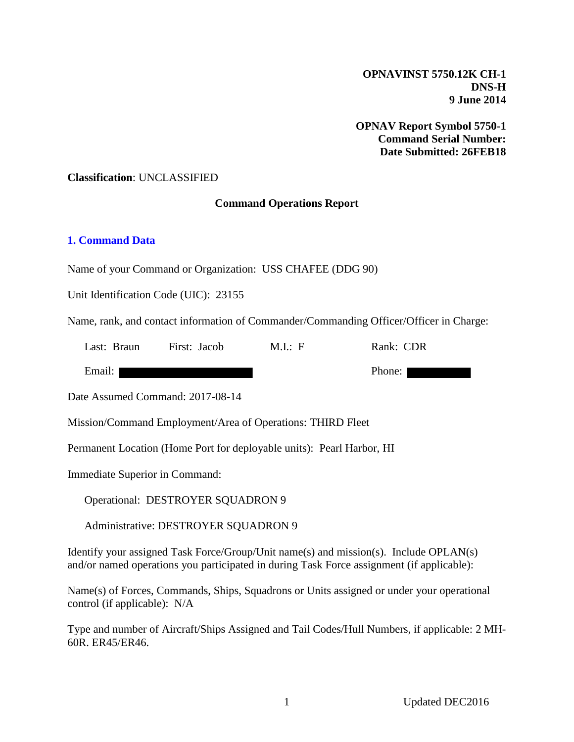**OPNAVINST 5750.12K CH-1**
**DNS-H**
**9 June 2014**

**OPNAV Report Symbol 5750-1**
**Command Serial Number:**
**Date Submitted: 26FEB18**

**Classification**: UNCLASSIFIED

**Command Operations Report**

## 1. Command Data

Name of your Command or Organization: USS CHAFEE (DDG 90)

Unit Identification Code (UIC): 23155

Name, rank, and contact information of Commander/Commanding Officer/Officer in Charge:

Last: Braun First: Jacob M.I.: F Rank: CDR

Email: Phone:

Date Assumed Command: 2017-08-14

Mission/Command Employment/Area of Operations: THIRD Fleet

Permanent Location (Home Port for deployable units): Pearl Harbor, HI

Immediate Superior in Command:

Operational: DESTROYER SQUADRON 9

Administrative: DESTROYER SQUADRON 9

Identify your assigned Task Force/Group/Unit name(s) and mission(s). Include OPLAN(s) and/or named operations you participated in during Task Force assignment (if applicable):

Name(s) of Forces, Commands, Ships, Squadrons or Units assigned or under your operational control (if applicable): N/A

Type and number of Aircraft/Ships Assigned and Tail Codes/Hull Numbers, if applicable: 2 MH-60R. ER45/ER46.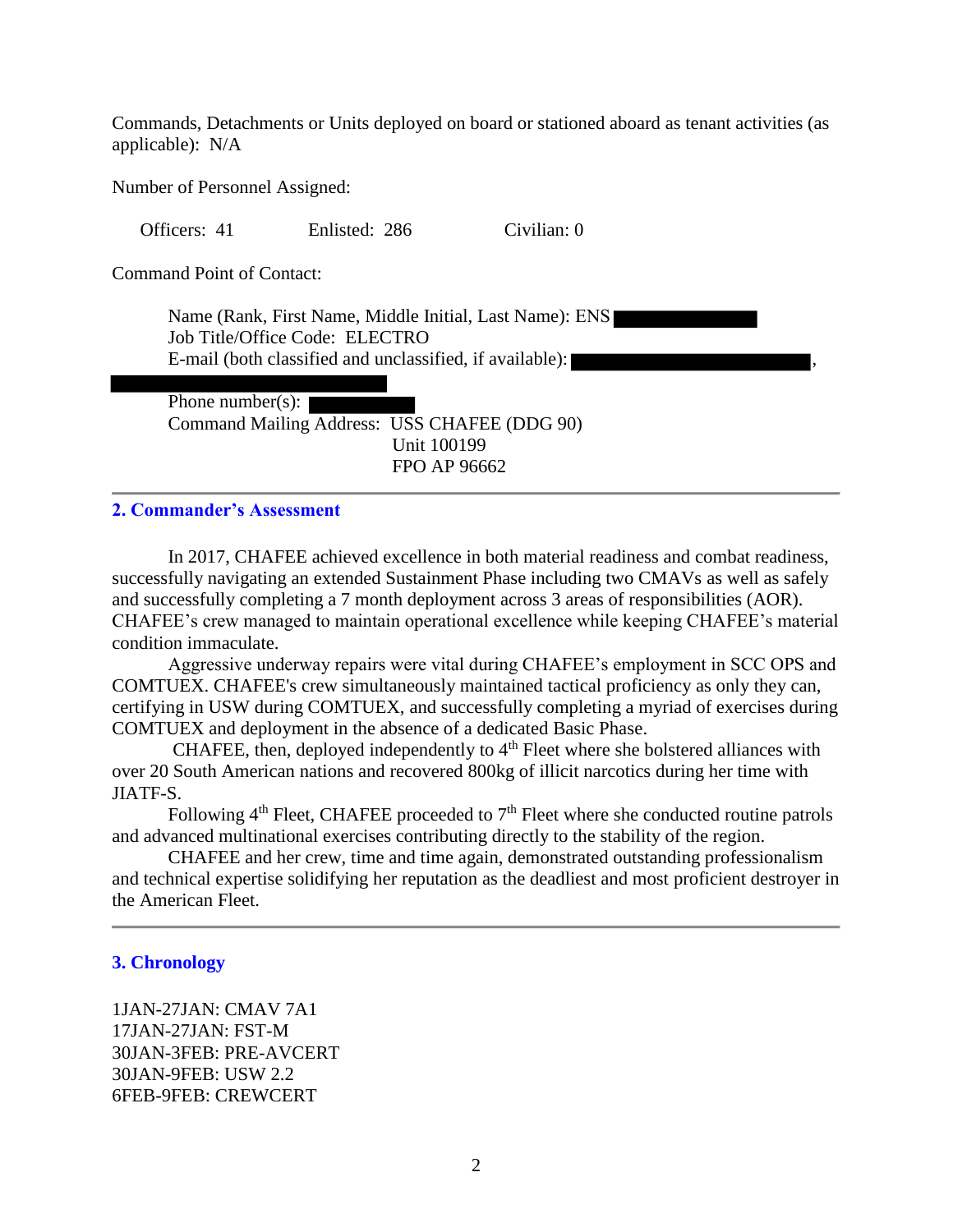Commands, Detachments or Units deployed on board or stationed aboard as tenant activities (as applicable): N/A

Number of Personnel Assigned:

Officers: 41 Enlisted: 286 Civilian: 0

Command Point of Contact:

Name (Rank, First Name, Middle Initial, Last Name): ENS
Job Title/Office Code: ELECTRO
E-mail (both classified and unclassified, if available): ,

Phone number(s):
Command Mailing Address: USS CHAFEE (DDG 90)
Unit 100199
FPO AP 96662

## 2. Commander's Assessment

In 2017, CHAFEE achieved excellence in both material readiness and combat readiness, successfully navigating an extended Sustainment Phase including two CMAVs as well as safely and successfully completing a 7 month deployment across 3 areas of responsibilities (AOR). CHAFEE's crew managed to maintain operational excellence while keeping CHAFEE's material condition immaculate.

Aggressive underway repairs were vital during CHAFEE's employment in SCC OPS and COMTUEX. CHAFEE's crew simultaneously maintained tactical proficiency as only they can, certifying in USW during COMTUEX, and successfully completing a myriad of exercises during COMTUEX and deployment in the absence of a dedicated Basic Phase.

CHAFEE, then, deployed independently to 4th Fleet where she bolstered alliances with over 20 South American nations and recovered 800kg of illicit narcotics during her time with JIATF-S.

Following 4th Fleet, CHAFEE proceeded to 7th Fleet where she conducted routine patrols and advanced multinational exercises contributing directly to the stability of the region.

CHAFEE and her crew, time and time again, demonstrated outstanding professionalism and technical expertise solidifying her reputation as the deadliest and most proficient destroyer in the American Fleet.

## 3. Chronology

1JAN-27JAN: CMAV 7A1
17JAN-27JAN: FST-M
30JAN-3FEB: PRE-AVCERT
30JAN-9FEB: USW 2.2
6FEB-9FEB: CREWCERT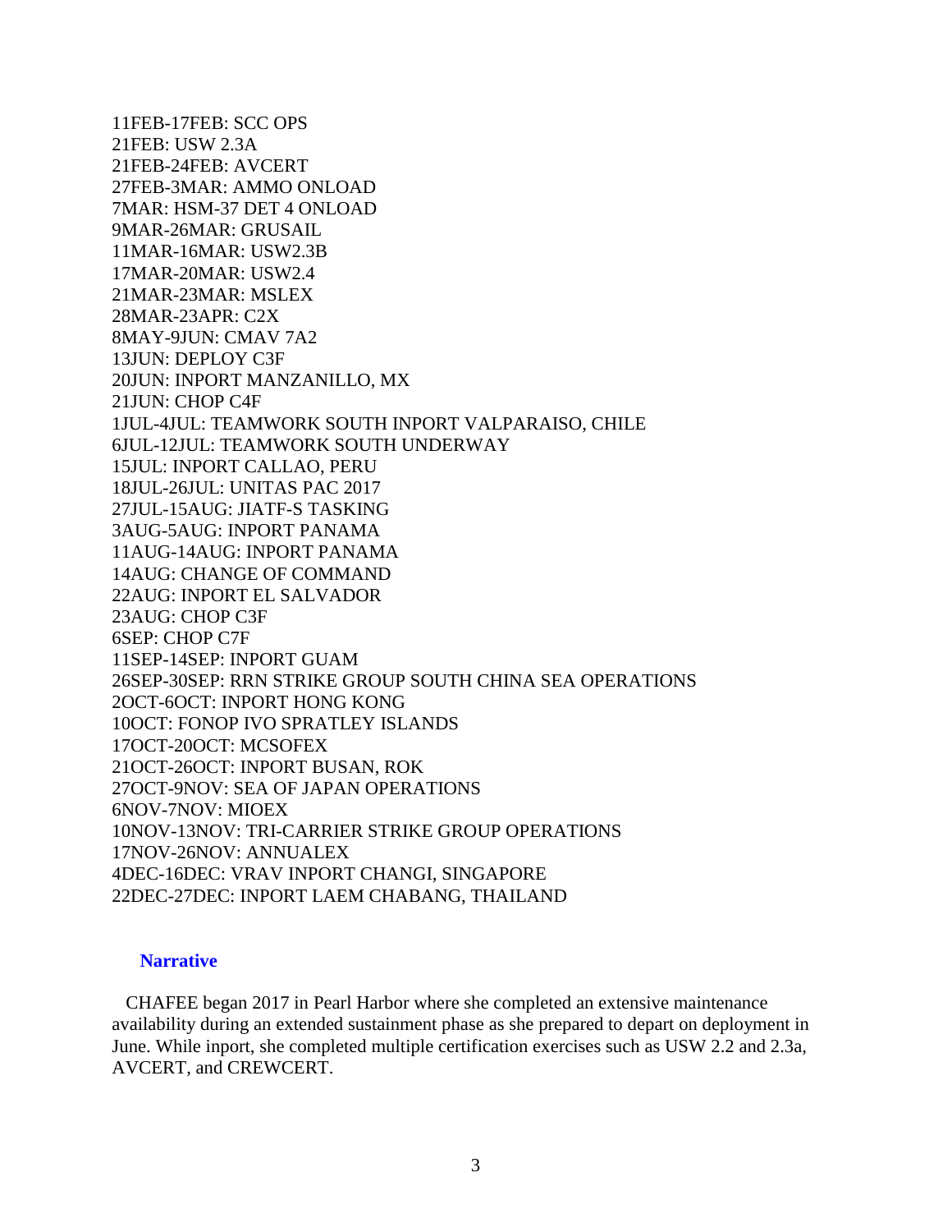11FEB-17FEB: SCC OPS
21FEB: USW 2.3A
21FEB-24FEB: AVCERT
27FEB-3MAR: AMMO ONLOAD
7MAR: HSM-37 DET 4 ONLOAD
9MAR-26MAR: GRUSAIL
11MAR-16MAR: USW2.3B
17MAR-20MAR: USW2.4
21MAR-23MAR: MSLEX
28MAR-23APR: C2X
8MAY-9JUN: CMAV 7A2
13JUN: DEPLOY C3F
20JUN: INPORT MANZANILLO, MX
21JUN: CHOP C4F
1JUL-4JUL: TEAMWORK SOUTH INPORT VALPARAISO, CHILE
6JUL-12JUL: TEAMWORK SOUTH UNDERWAY
15JUL: INPORT CALLAO, PERU
18JUL-26JUL: UNITAS PAC 2017
27JUL-15AUG: JIATF-S TASKING
3AUG-5AUG: INPORT PANAMA
11AUG-14AUG: INPORT PANAMA
14AUG: CHANGE OF COMMAND
22AUG: INPORT EL SALVADOR
23AUG: CHOP C3F
6SEP: CHOP C7F
11SEP-14SEP: INPORT GUAM
26SEP-30SEP: RRN STRIKE GROUP SOUTH CHINA SEA OPERATIONS
2OCT-6OCT: INPORT HONG KONG
10OCT: FONOP IVO SPRATLEY ISLANDS
17OCT-20OCT: MCSOFEX
21OCT-26OCT: INPORT BUSAN, ROK
27OCT-9NOV: SEA OF JAPAN OPERATIONS
6NOV-7NOV: MIOEX
10NOV-13NOV: TRI-CARRIER STRIKE GROUP OPERATIONS
17NOV-26NOV: ANNUALEX
4DEC-16DEC: VRAV INPORT CHANGI, SINGAPORE
22DEC-27DEC: INPORT LAEM CHABANG, THAILAND

## Narrative

CHAFEE began 2017 in Pearl Harbor where she completed an extensive maintenance availability during an extended sustainment phase as she prepared to depart on deployment in June. While inport, she completed multiple certification exercises such as USW 2.2 and 2.3a, AVCERT, and CREWCERT.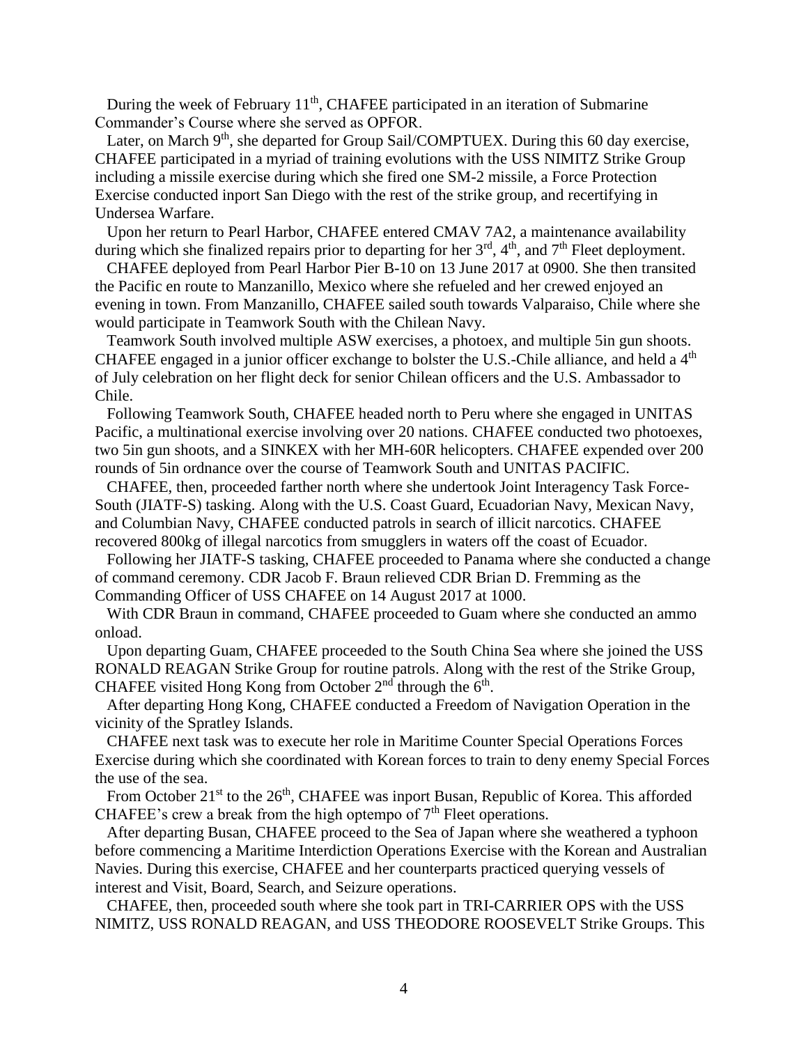During the week of February 11th, CHAFEE participated in an iteration of Submarine Commander's Course where she served as OPFOR.

Later, on March 9th, she departed for Group Sail/COMPTUEX. During this 60 day exercise, CHAFEE participated in a myriad of training evolutions with the USS NIMITZ Strike Group including a missile exercise during which she fired one SM-2 missile, a Force Protection Exercise conducted inport San Diego with the rest of the strike group, and recertifying in Undersea Warfare.

Upon her return to Pearl Harbor, CHAFEE entered CMAV 7A2, a maintenance availability during which she finalized repairs prior to departing for her 3rd, 4th, and 7th Fleet deployment.

CHAFEE deployed from Pearl Harbor Pier B-10 on 13 June 2017 at 0900. She then transited the Pacific en route to Manzanillo, Mexico where she refueled and her crewed enjoyed an evening in town. From Manzanillo, CHAFEE sailed south towards Valparaiso, Chile where she would participate in Teamwork South with the Chilean Navy.

Teamwork South involved multiple ASW exercises, a photoex, and multiple 5in gun shoots. CHAFEE engaged in a junior officer exchange to bolster the U.S.-Chile alliance, and held a 4th of July celebration on her flight deck for senior Chilean officers and the U.S. Ambassador to Chile.

Following Teamwork South, CHAFEE headed north to Peru where she engaged in UNITAS Pacific, a multinational exercise involving over 20 nations. CHAFEE conducted two photoexes, two 5in gun shoots, and a SINKEX with her MH-60R helicopters. CHAFEE expended over 200 rounds of 5in ordnance over the course of Teamwork South and UNITAS PACIFIC.

CHAFEE, then, proceeded farther north where she undertook Joint Interagency Task Force-South (JIATF-S) tasking. Along with the U.S. Coast Guard, Ecuadorian Navy, Mexican Navy, and Columbian Navy, CHAFEE conducted patrols in search of illicit narcotics. CHAFEE recovered 800kg of illegal narcotics from smugglers in waters off the coast of Ecuador.

Following her JIATF-S tasking, CHAFEE proceeded to Panama where she conducted a change of command ceremony. CDR Jacob F. Braun relieved CDR Brian D. Fremming as the Commanding Officer of USS CHAFEE on 14 August 2017 at 1000.

With CDR Braun in command, CHAFEE proceeded to Guam where she conducted an ammo onload.

Upon departing Guam, CHAFEE proceeded to the South China Sea where she joined the USS RONALD REAGAN Strike Group for routine patrols. Along with the rest of the Strike Group, CHAFEE visited Hong Kong from October 2nd through the 6th.

After departing Hong Kong, CHAFEE conducted a Freedom of Navigation Operation in the vicinity of the Spratley Islands.

CHAFEE next task was to execute her role in Maritime Counter Special Operations Forces Exercise during which she coordinated with Korean forces to train to deny enemy Special Forces the use of the sea.

From October 21st to the 26th, CHAFEE was inport Busan, Republic of Korea. This afforded CHAFEE's crew a break from the high optempo of 7th Fleet operations.

After departing Busan, CHAFEE proceed to the Sea of Japan where she weathered a typhoon before commencing a Maritime Interdiction Operations Exercise with the Korean and Australian Navies. During this exercise, CHAFEE and her counterparts practiced querying vessels of interest and Visit, Board, Search, and Seizure operations.

CHAFEE, then, proceeded south where she took part in TRI-CARRIER OPS with the USS NIMITZ, USS RONALD REAGAN, and USS THEODORE ROOSEVELT Strike Groups. This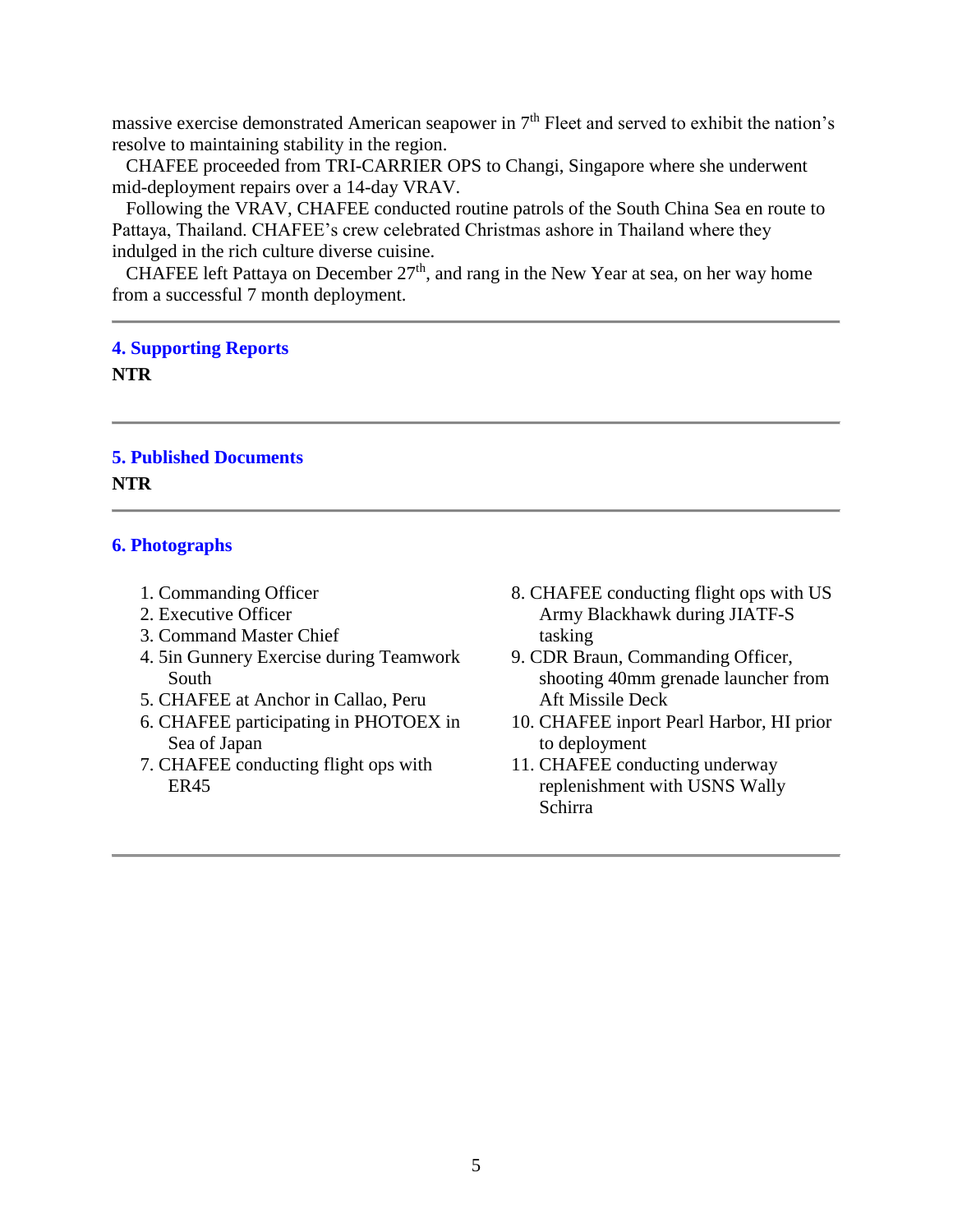massive exercise demonstrated American seapower in 7th Fleet and served to exhibit the nation's resolve to maintaining stability in the region.

CHAFEE proceeded from TRI-CARRIER OPS to Changi, Singapore where she underwent mid-deployment repairs over a 14-day VRAV.

Following the VRAV, CHAFEE conducted routine patrols of the South China Sea en route to Pattaya, Thailand. CHAFEE's crew celebrated Christmas ashore in Thailand where they indulged in the rich culture diverse cuisine.

CHAFEE left Pattaya on December 27th, and rang in the New Year at sea, on her way home from a successful 7 month deployment.

---

## 4. Supporting Reports

**NTR**

---

## 5. Published Documents

**NTR**

---

## 6. Photographs

1. Commanding Officer
2. Executive Officer
3. Command Master Chief
4. 5in Gunnery Exercise during Teamwork South
5. CHAFEE at Anchor in Callao, Peru
6. CHAFEE participating in PHOTOEX in Sea of Japan
7. CHAFEE conducting flight ops with ER45
8. CHAFEE conducting flight ops with US Army Blackhawk during JIATF-S tasking
9. CDR Braun, Commanding Officer, shooting 40mm grenade launcher from Aft Missile Deck
10. CHAFEE inport Pearl Harbor, HI prior to deployment
11. CHAFEE conducting underway replenishment with USNS Wally Schirra

---